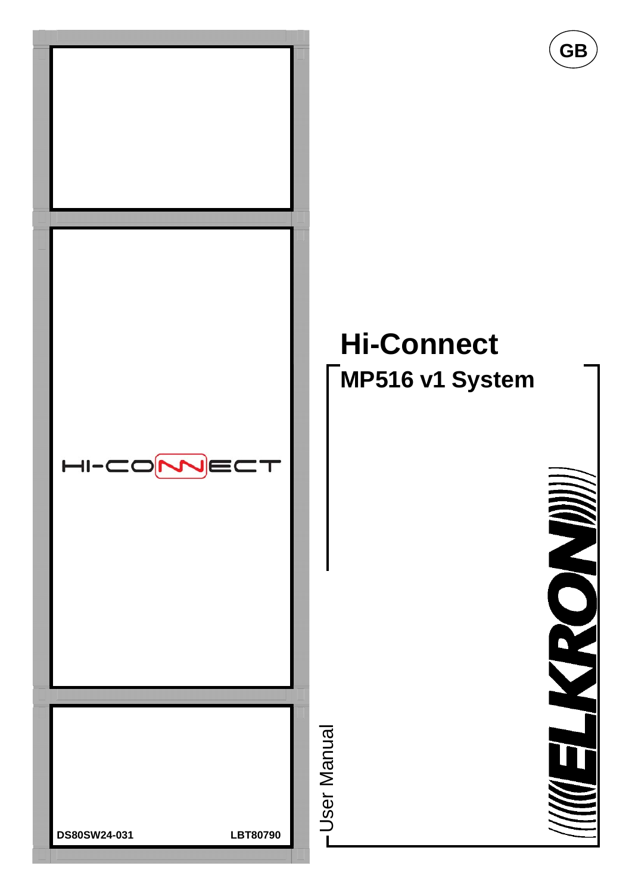GB

# Hi-Connect

## MP516 v1 System

HI-CONNECT

User Manual

ELKRON

DS80SW24-031 LBT80790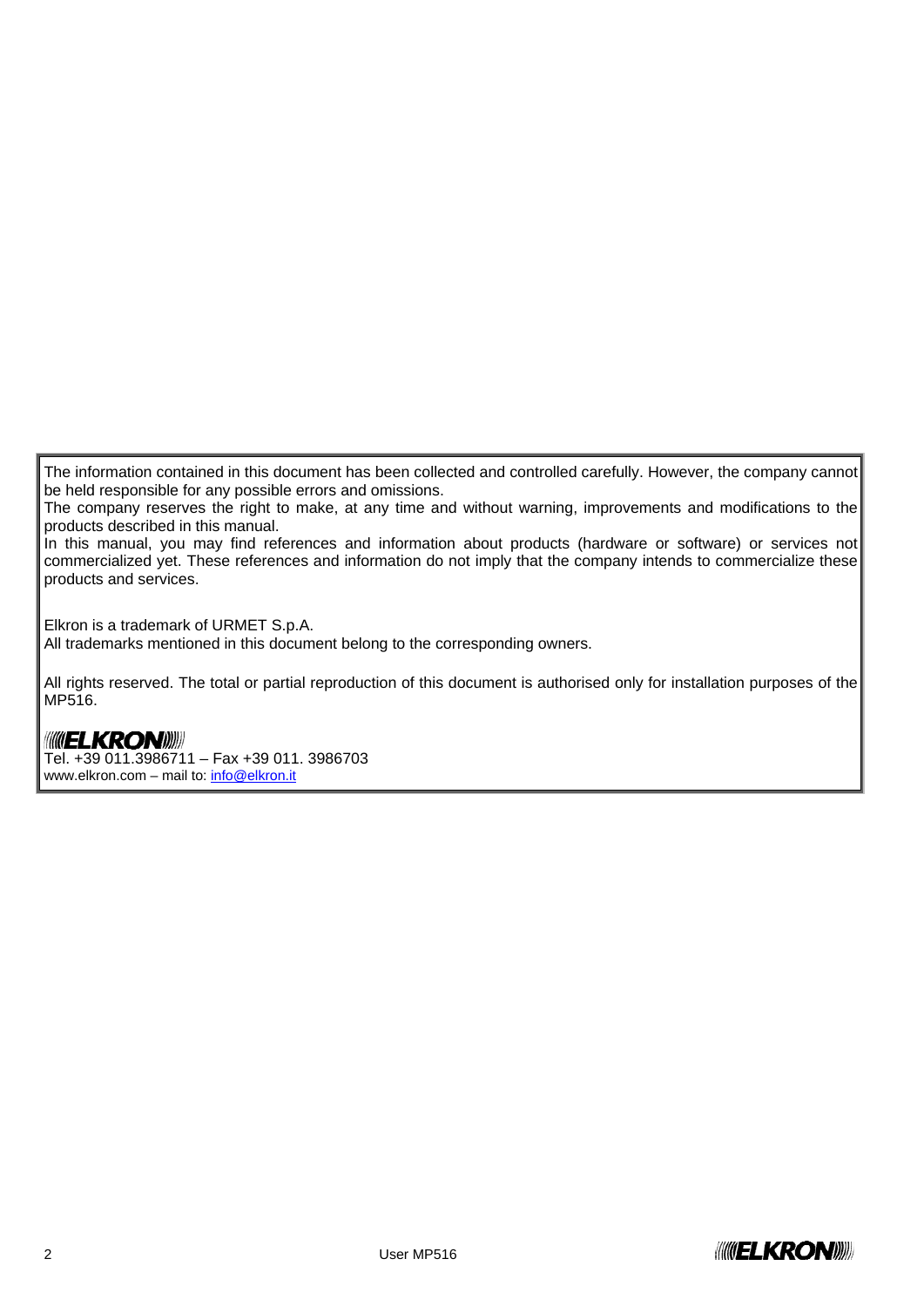The information contained in this document has been collected and controlled carefully. However, the company cannot be held responsible for any possible errors and omissions.
The company reserves the right to make, at any time and without warning, improvements and modifications to the products described in this manual.
In this manual, you may find references and information about products (hardware or software) or services not commercialized yet. These references and information do not imply that the company intends to commercialize these products and services.

Elkron is a trademark of URMET S.p.A.
All trademarks mentioned in this document belong to the corresponding owners.

All rights reserved. The total or partial reproduction of this document is authorised only for installation purposes of the MP516.

ELKRON
Tel. +39 011.3986711 – Fax +39 011. 3986703
www.elkron.com – mail to: info@elkron.it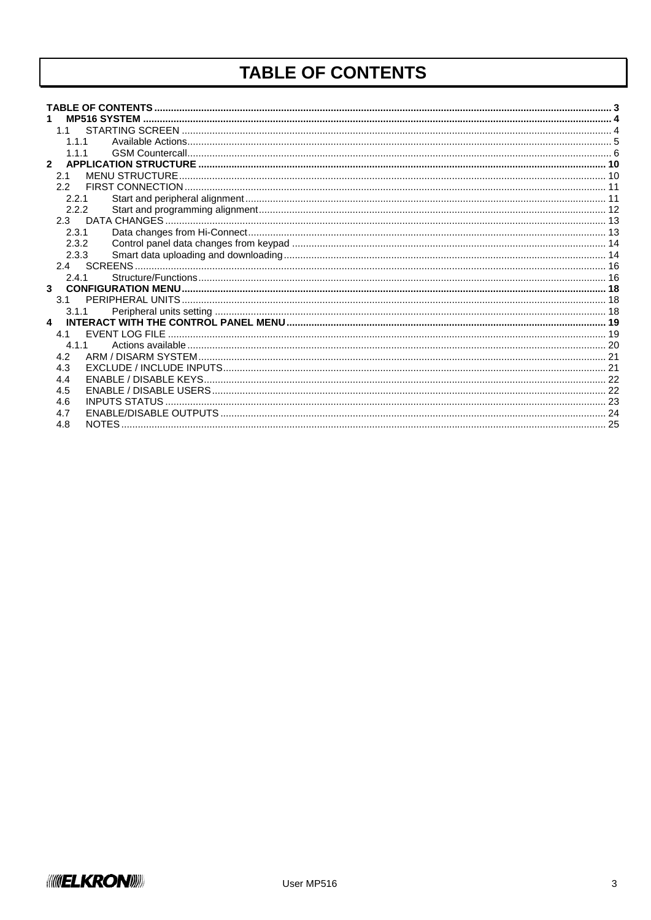# TABLE OF CONTENTS

**TABLE OF CONTENTS** ........ 3

**1 MP516 SYSTEM** ........ 4

- 1.1 STARTING SCREEN ........ 4
  - 1.1.1 Available Actions ........ 5
  - 1.1.1 GSM Countercall ........ 6

**2 APPLICATION STRUCTURE** ........ 10

- 2.1 MENU STRUCTURE ........ 10
- 2.2 FIRST CONNECTION ........ 11
  - 2.2.1 Start and peripheral alignment ........ 11
  - 2.2.2 Start and programming alignment ........ 12
- 2.3 DATA CHANGES ........ 13
  - 2.3.1 Data changes from Hi-Connect ........ 13
  - 2.3.2 Control panel data changes from keypad ........ 14
  - 2.3.3 Smart data uploading and downloading ........ 14
- 2.4 SCREENS ........ 16
  - 2.4.1 Structure/Functions ........ 16

**3 CONFIGURATION MENU** ........ 18

- 3.1 PERIPHERAL UNITS ........ 18
  - 3.1.1 Peripheral units setting ........ 18

**4 INTERACT WITH THE CONTROL PANEL MENU** ........ 19

- 4.1 EVENT LOG FILE ........ 19
  - 4.1.1 Actions available ........ 20
- 4.2 ARM / DISARM SYSTEM ........ 21
- 4.3 EXCLUDE / INCLUDE INPUTS ........ 21
- 4.4 ENABLE / DISABLE KEYS ........ 22
- 4.5 ENABLE / DISABLE USERS ........ 22
- 4.6 INPUTS STATUS ........ 23
- 4.7 ENABLE/DISABLE OUTPUTS ........ 24
- 4.8 NOTES ........ 25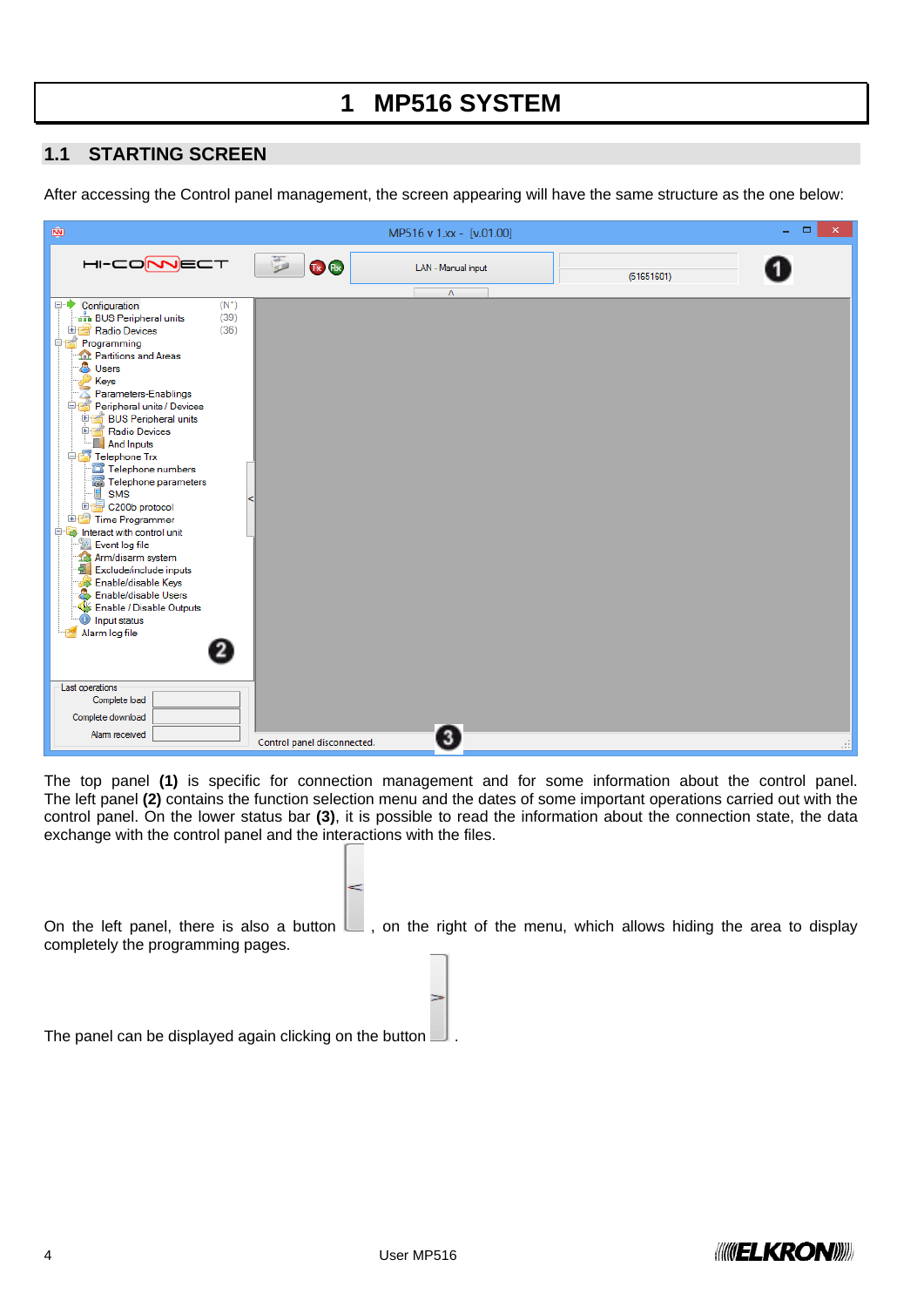# 1 MP516 SYSTEM

## 1.1 STARTING SCREEN

After accessing the Control panel management, the screen appearing will have the same structure as the one below:

The top panel **(1)** is specific for connection management and for some information about the control panel. The left panel **(2)** contains the function selection menu and the dates of some important operations carried out with the control panel. On the lower status bar **(3)**, it is possible to read the information about the connection state, the data exchange with the control panel and the interactions with the files.

On the left panel, there is also a button , on the right of the menu, which allows hiding the area to display completely the programming pages.

The panel can be displayed again clicking on the button .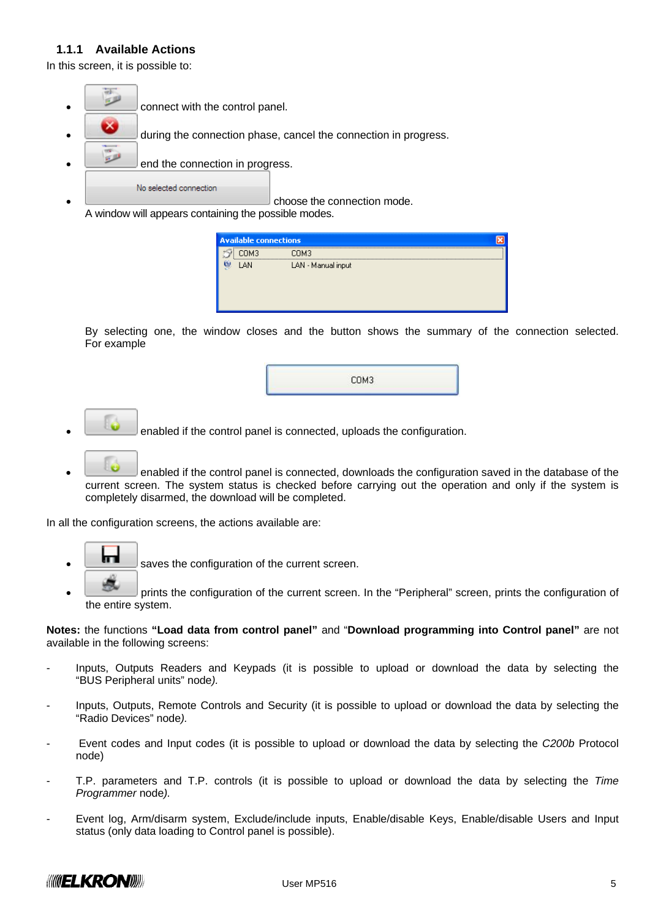### 1.1.1 Available Actions

In this screen, it is possible to:

- connect with the control panel.
- during the connection phase, cancel the connection in progress.
- end the connection in progress.
- No selected connection choose the connection mode.
  A window will appears containing the possible modes.

  | Available connections | |
  |---|---|
  | COM3 | COM3 |
  | LAN | LAN - Manual input |

  By selecting one, the window closes and the button shows the summary of the connection selected. For example

  COM3

- enabled if the control panel is connected, uploads the configuration.
- enabled if the control panel is connected, downloads the configuration saved in the database of the current screen. The system status is checked before carrying out the operation and only if the system is completely disarmed, the download will be completed.

In all the configuration screens, the actions available are:

- saves the configuration of the current screen.
- prints the configuration of the current screen. In the "Peripheral" screen, prints the configuration of the entire system.

**Notes:** the functions **"Load data from control panel"** and "**Download programming into Control panel"** are not available in the following screens:

- Inputs, Outputs Readers and Keypads (it is possible to upload or download the data by selecting the "BUS Peripheral units" node*).*
- Inputs, Outputs, Remote Controls and Security (it is possible to upload or download the data by selecting the "Radio Devices" node*).*
- Event codes and Input codes (it is possible to upload or download the data by selecting the *C200b* Protocol node)
- T.P. parameters and T.P. controls (it is possible to upload or download the data by selecting the *Time Programmer* node*).*
- Event log, Arm/disarm system, Exclude/include inputs, Enable/disable Keys, Enable/disable Users and Input status (only data loading to Control panel is possible).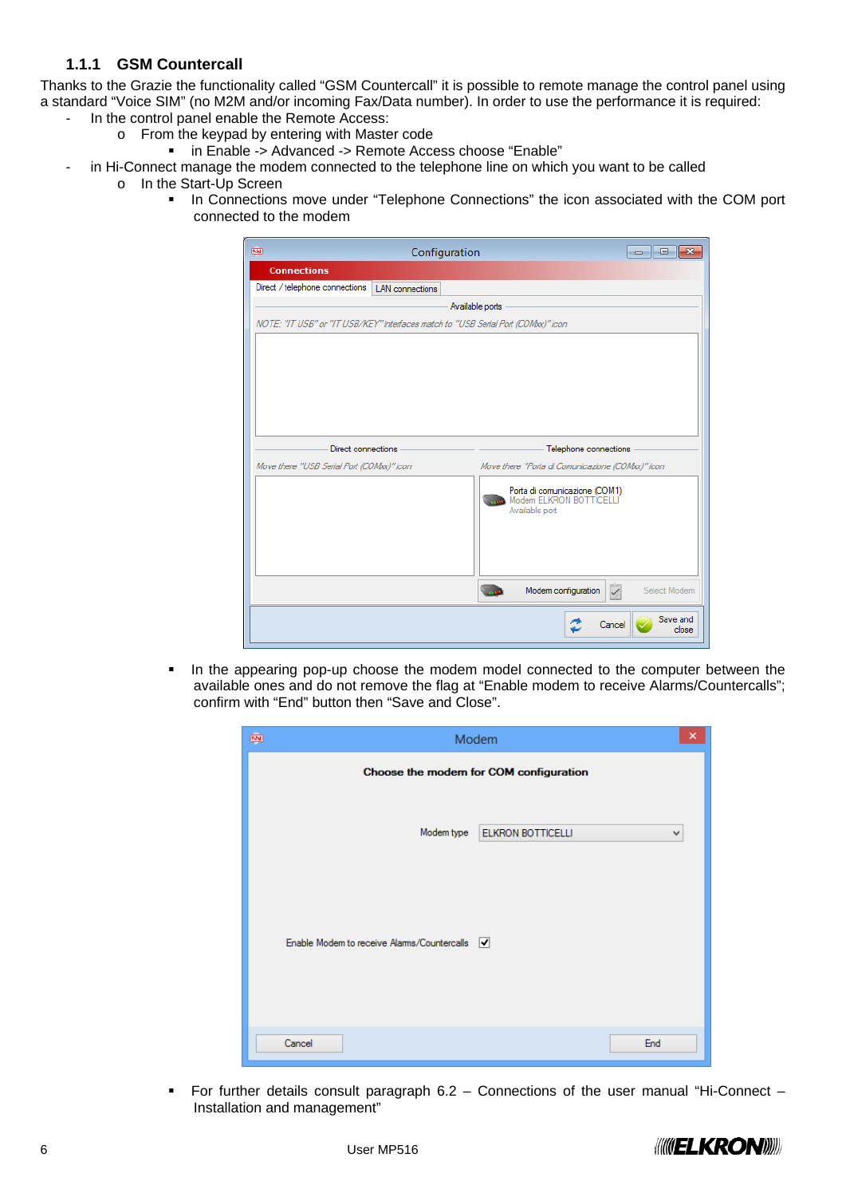### 1.1.1 GSM Countercall

Thanks to the Grazie the functionality called “GSM Countercall” it is possible to remote manage the control panel using a standard “Voice SIM” (no M2M and/or incoming Fax/Data number). In order to use the performance it is required:

- In the control panel enable the Remote Access:
  - From the keypad by entering with Master code
    - in Enable -> Advanced -> Remote Access choose “Enable”
- in Hi-Connect manage the modem connected to the telephone line on which you want to be called
  - In the Start-Up Screen
    - In Connections move under “Telephone Connections” the icon associated with the COM port connected to the modem
    - In the appearing pop-up choose the modem model connected to the computer between the available ones and do not remove the flag at “Enable modem to receive Alarms/Countercalls”; confirm with “End” button then “Save and Close”.
    - For further details consult paragraph 6.2 – Connections of the user manual “Hi-Connect – Installation and management”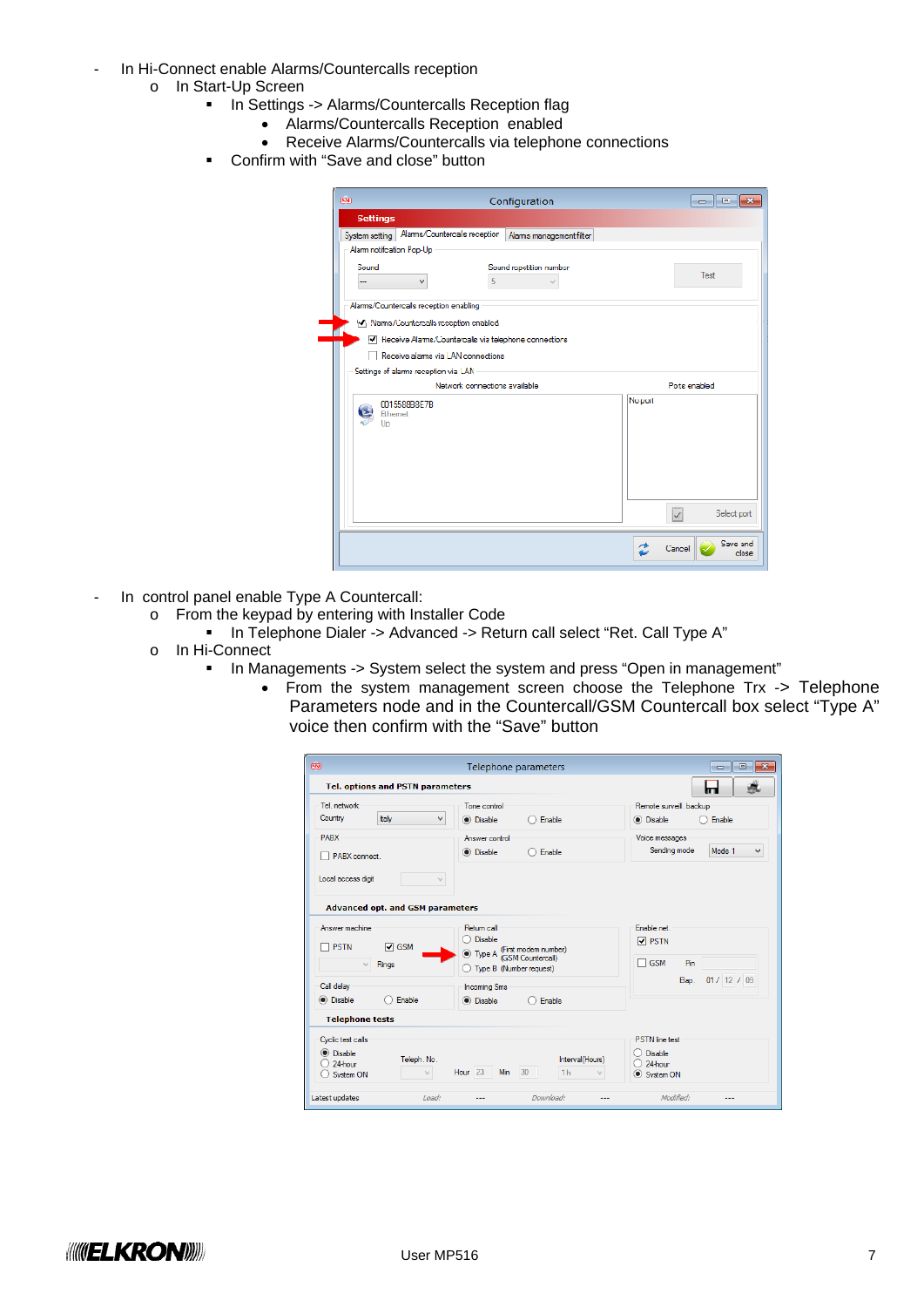- In Hi-Connect enable Alarms/Countercalls reception
  - In Start-Up Screen
    - In Settings -> Alarms/Countercalls Reception flag
      - Alarms/Countercalls Reception enabled
      - Receive Alarms/Countercalls via telephone connections
    - Confirm with “Save and close” button

- In control panel enable Type A Countercall:
  - From the keypad by entering with Installer Code
    - In Telephone Dialer -> Advanced -> Return call select “Ret. Call Type A”
  - In Hi-Connect
    - In Managements -> System select the system and press “Open in management”
      - From the system management screen choose the Telephone Trx -> Telephone Parameters node and in the Countercall/GSM Countercall box select “Type A” voice then confirm with the “Save” button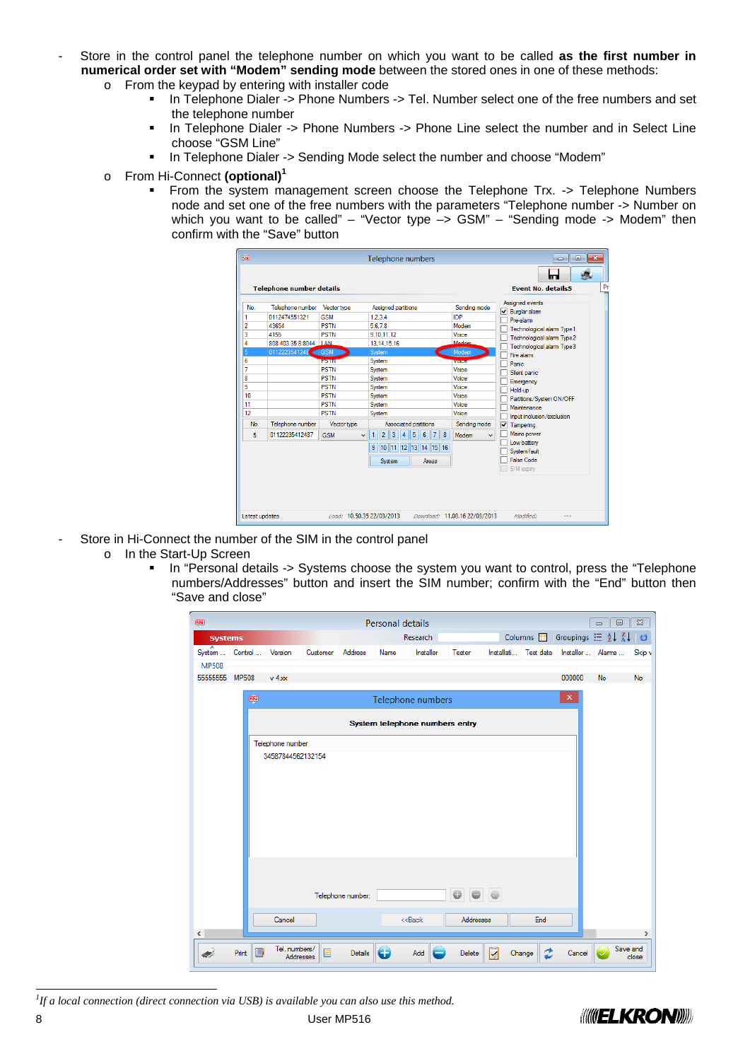- Store in the control panel the telephone number on which you want to be called **as the first number in numerical order set with "Modem" sending mode** between the stored ones in one of these methods:
  - From the keypad by entering with installer code
    - In Telephone Dialer -> Phone Numbers -> Tel. Number select one of the free numbers and set the telephone number
    - In Telephone Dialer -> Phone Numbers -> Phone Line select the number and in Select Line choose "GSM Line"
    - In Telephone Dialer -> Sending Mode select the number and choose "Modem"
  - From Hi-Connect **(optional)**[1]
    - From the system management screen choose the Telephone Trx. -> Telephone Numbers node and set one of the free numbers with the parameters "Telephone number -> Number on which you want to be called" – "Vector type –> GSM" – "Sending mode -> Modem" then confirm with the "Save" button

- Store in Hi-Connect the number of the SIM in the control panel
  - In the Start-Up Screen
    - In "Personal details -> Systems choose the system you want to control, press the "Telephone numbers/Addresses" button and insert the SIM number; confirm with the "End" button then "Save and close"

[1] *If a local connection (direct connection via USB) is available you can also use this method.*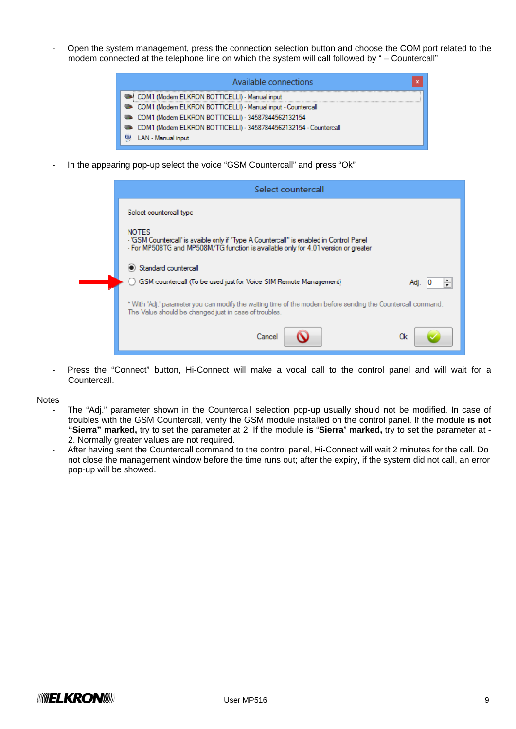- Open the system management, press the connection selection button and choose the COM port related to the modem connected at the telephone line on which the system will call followed by " – Countercall"

- In the appearing pop-up select the voice "GSM Countercall" and press "Ok"

- Press the "Connect" button, Hi-Connect will make a vocal call to the control panel and will wait for a Countercall.

Notes

- The "Adj." parameter shown in the Countercall selection pop-up usually should not be modified. In case of troubles with the GSM Countercall, verify the GSM module installed on the control panel. If the module **is not "Sierra" marked,** try to set the parameter at 2. If the module **is "Sierra" marked,** try to set the parameter at -2. Normally greater values are not required.
- After having sent the Countercall command to the control panel, Hi-Connect will wait 2 minutes for the call. Do not close the management window before the time runs out; after the expiry, if the system did not call, an error pop-up will be showed.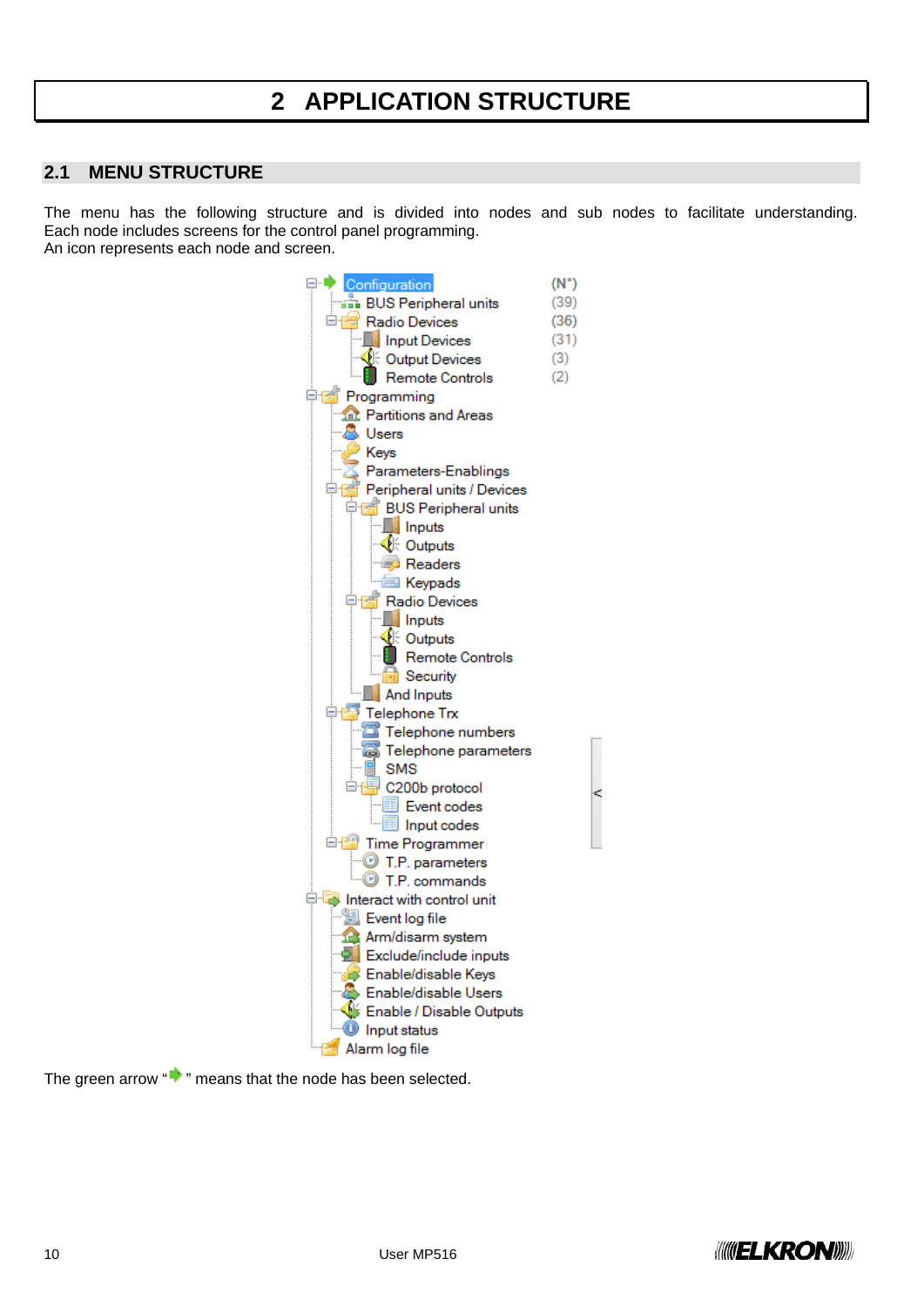# 2 APPLICATION STRUCTURE

## 2.1 MENU STRUCTURE

The menu has the following structure and is divided into nodes and sub nodes to facilitate understanding. Each node includes screens for the control panel programming.
An icon represents each node and screen.

```
Configuration                                  (N°)
├── BUS Peripheral units                       (39)
└── Radio Devices                              (36)
    ├── Input Devices                          (31)
    ├── Output Devices                         (3)
    └── Remote Controls                        (2)
Programming
├── Partitions and Areas
├── Users
├── Keys
├── Parameters-Enablings
├── Peripheral units / Devices
│   ├── BUS Peripheral units
│   │   ├── Inputs
│   │   ├── Outputs
│   │   ├── Readers
│   │   └── Keypads
│   ├── Radio Devices
│   │   ├── Inputs
│   │   ├── Outputs
│   │   ├── Remote Controls
│   │   └── Security
│   └── And Inputs
├── Telephone Trx
│   ├── Telephone numbers
│   ├── Telephone parameters
│   ├── SMS
│   └── C200b protocol
│       ├── Event codes
│       └── Input codes
└── Time Programmer
    ├── T.P. parameters
    └── T.P. commands
Interact with control unit
├── Event log file
├── Arm/disarm system
├── Exclude/include inputs
├── Enable/disable Keys
├── Enable/disable Users
├── Enable / Disable Outputs
└── Input status
Alarm log file
```

The green arrow "➡" means that the node has been selected.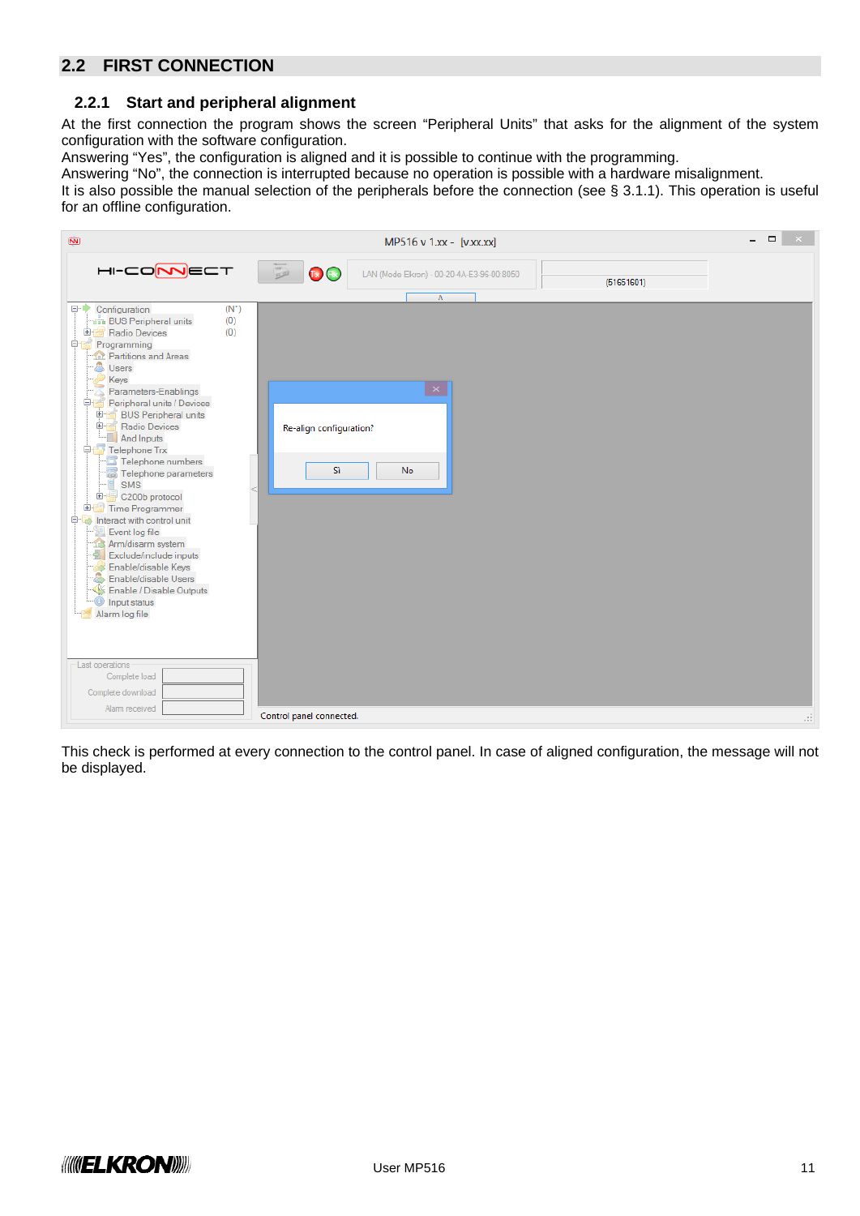## 2.2 FIRST CONNECTION

### 2.2.1 Start and peripheral alignment

At the first connection the program shows the screen “Peripheral Units” that asks for the alignment of the system configuration with the software configuration.
Answering “Yes”, the configuration is aligned and it is possible to continue with the programming.
Answering “No”, the connection is interrupted because no operation is possible with a hardware misalignment.
It is also possible the manual selection of the peripherals before the connection (see § 3.1.1). This operation is useful for an offline configuration.

This check is performed at every connection to the control panel. In case of aligned configuration, the message will not be displayed.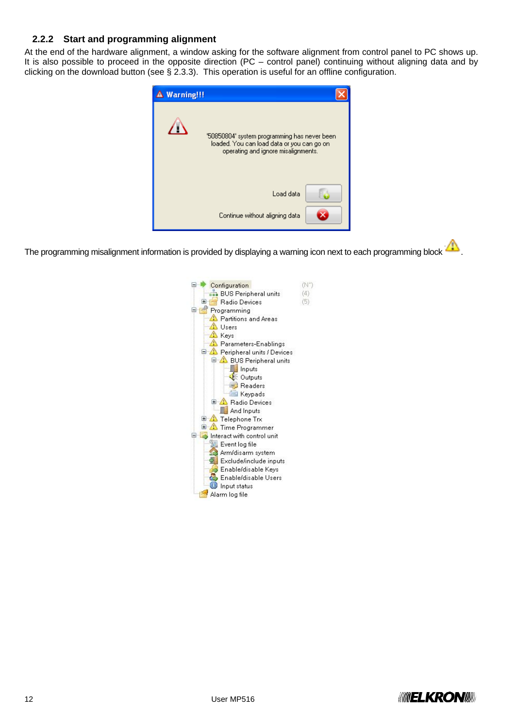### 2.2.2 Start and programming alignment

At the end of the hardware alignment, a window asking for the software alignment from control panel to PC shows up. It is also possible to proceed in the opposite direction (PC – control panel) continuing without aligning data and by clicking on the download button (see § 2.3.3). This operation is useful for an offline configuration.

The programming misalignment information is provided by displaying a warning icon next to each programming block .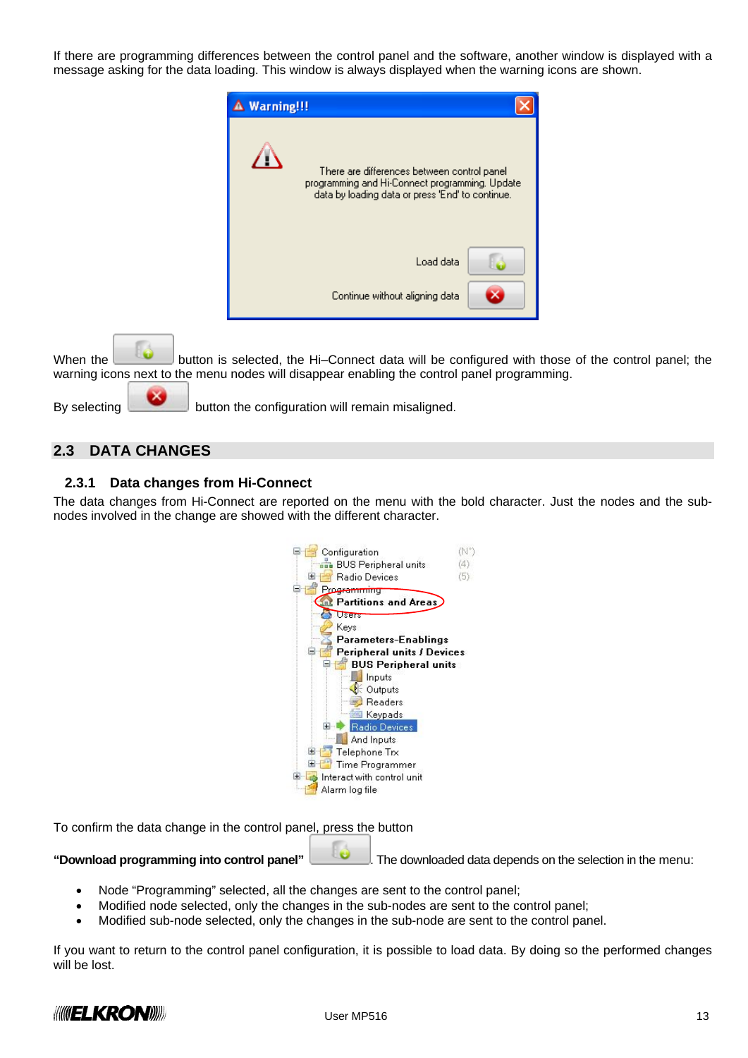If there are programming differences between the control panel and the software, another window is displayed with a message asking for the data loading. This window is always displayed when the warning icons are shown.

When the button is selected, the Hi–Connect data will be configured with those of the control panel; the warning icons next to the menu nodes will disappear enabling the control panel programming.

By selecting button the configuration will remain misaligned.

## 2.3 DATA CHANGES

### 2.3.1 Data changes from Hi-Connect

The data changes from Hi-Connect are reported on the menu with the bold character. Just the nodes and the sub-nodes involved in the change are showed with the different character.

To confirm the data change in the control panel, press the button

**"Download programming into control panel"** . The downloaded data depends on the selection in the menu:

- Node "Programming" selected, all the changes are sent to the control panel;
- Modified node selected, only the changes in the sub-nodes are sent to the control panel;
- Modified sub-node selected, only the changes in the sub-node are sent to the control panel.

If you want to return to the control panel configuration, it is possible to load data. By doing so the performed changes will be lost.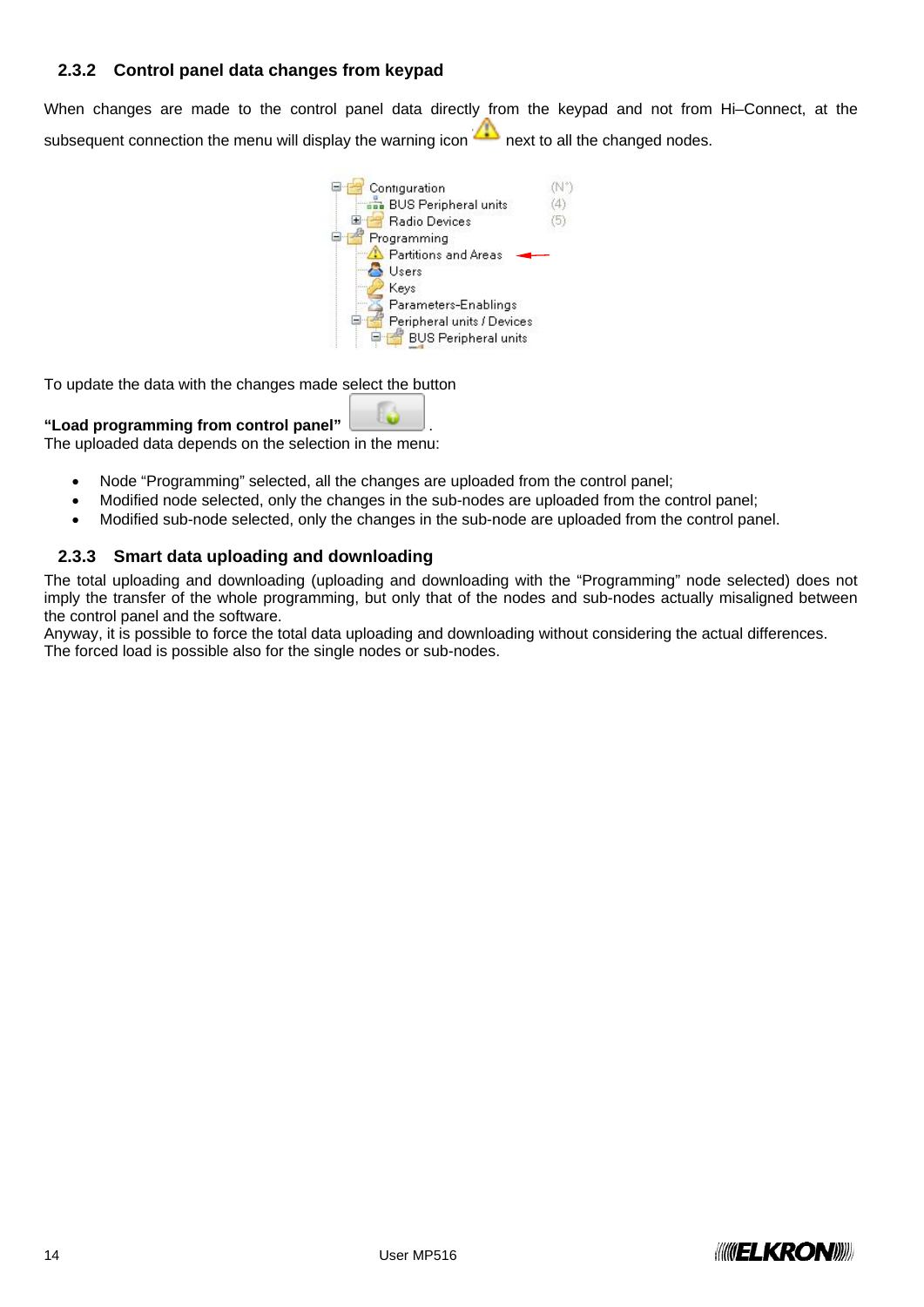### 2.3.2 Control panel data changes from keypad

When changes are made to the control panel data directly from the keypad and not from Hi–Connect, at the subsequent connection the menu will display the warning icon next to all the changed nodes.

To update the data with the changes made select the button

**“Load programming from control panel”** .

The uploaded data depends on the selection in the menu:

- Node “Programming” selected, all the changes are uploaded from the control panel;
- Modified node selected, only the changes in the sub-nodes are uploaded from the control panel;
- Modified sub-node selected, only the changes in the sub-node are uploaded from the control panel.

### 2.3.3 Smart data uploading and downloading

The total uploading and downloading (uploading and downloading with the “Programming” node selected) does not imply the transfer of the whole programming, but only that of the nodes and sub-nodes actually misaligned between the control panel and the software.
Anyway, it is possible to force the total data uploading and downloading without considering the actual differences.
The forced load is possible also for the single nodes or sub-nodes.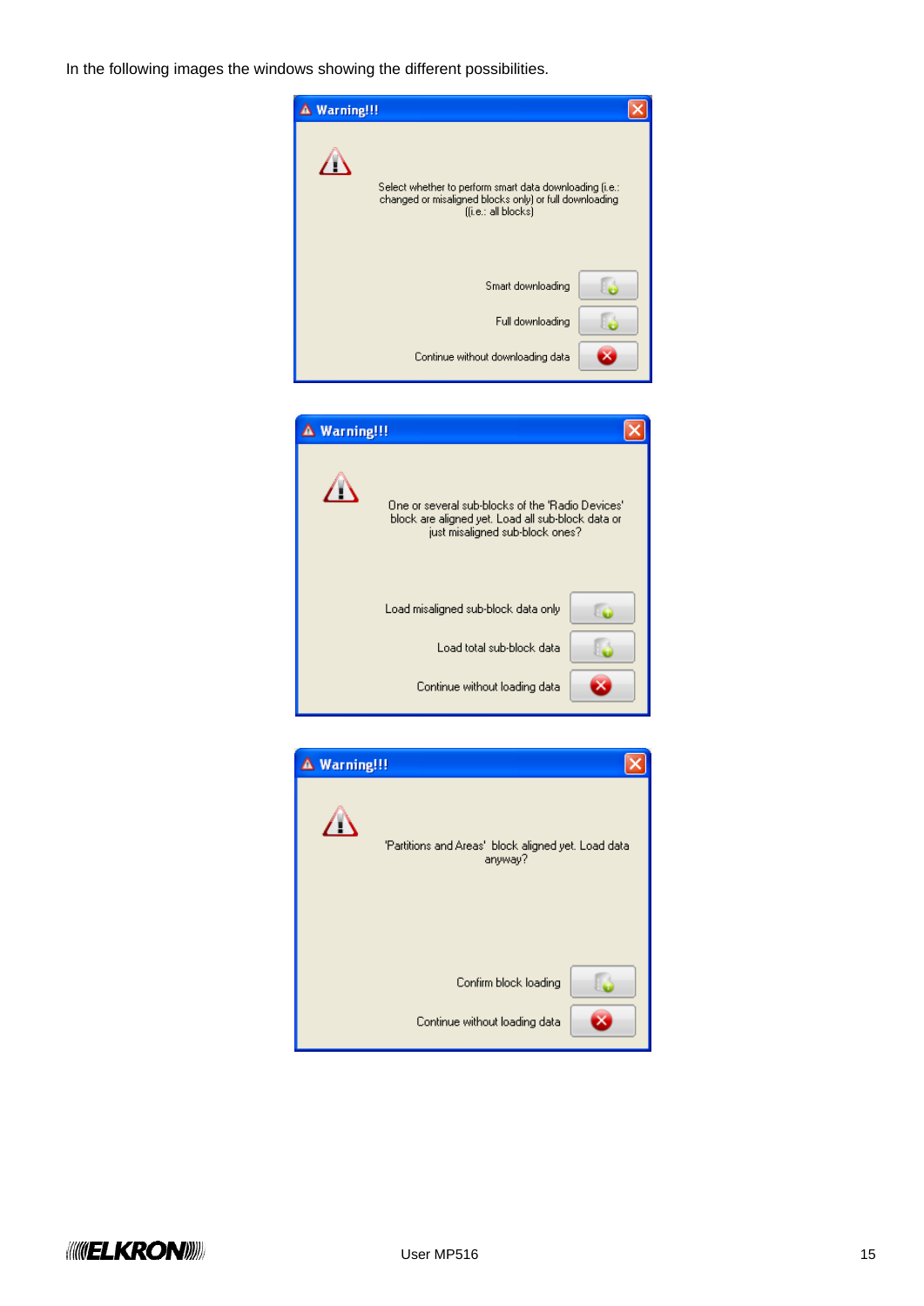In the following images the windows showing the different possibilities.

**Warning!!!**

Select whether to perform smart data downloading (i.e.: changed or misaligned blocks only) or full downloading ((i.e.: all blocks)

Smart downloading

Full downloading

Continue without downloading data

**Warning!!!**

One or several sub-blocks of the 'Radio Devices' block are aligned yet. Load all sub-block data or just misaligned sub-block ones?

Load misaligned sub-block data only

Load total sub-block data

Continue without loading data

**Warning!!!**

'Partitions and Areas' block aligned yet. Load data anyway?

Confirm block loading

Continue without loading data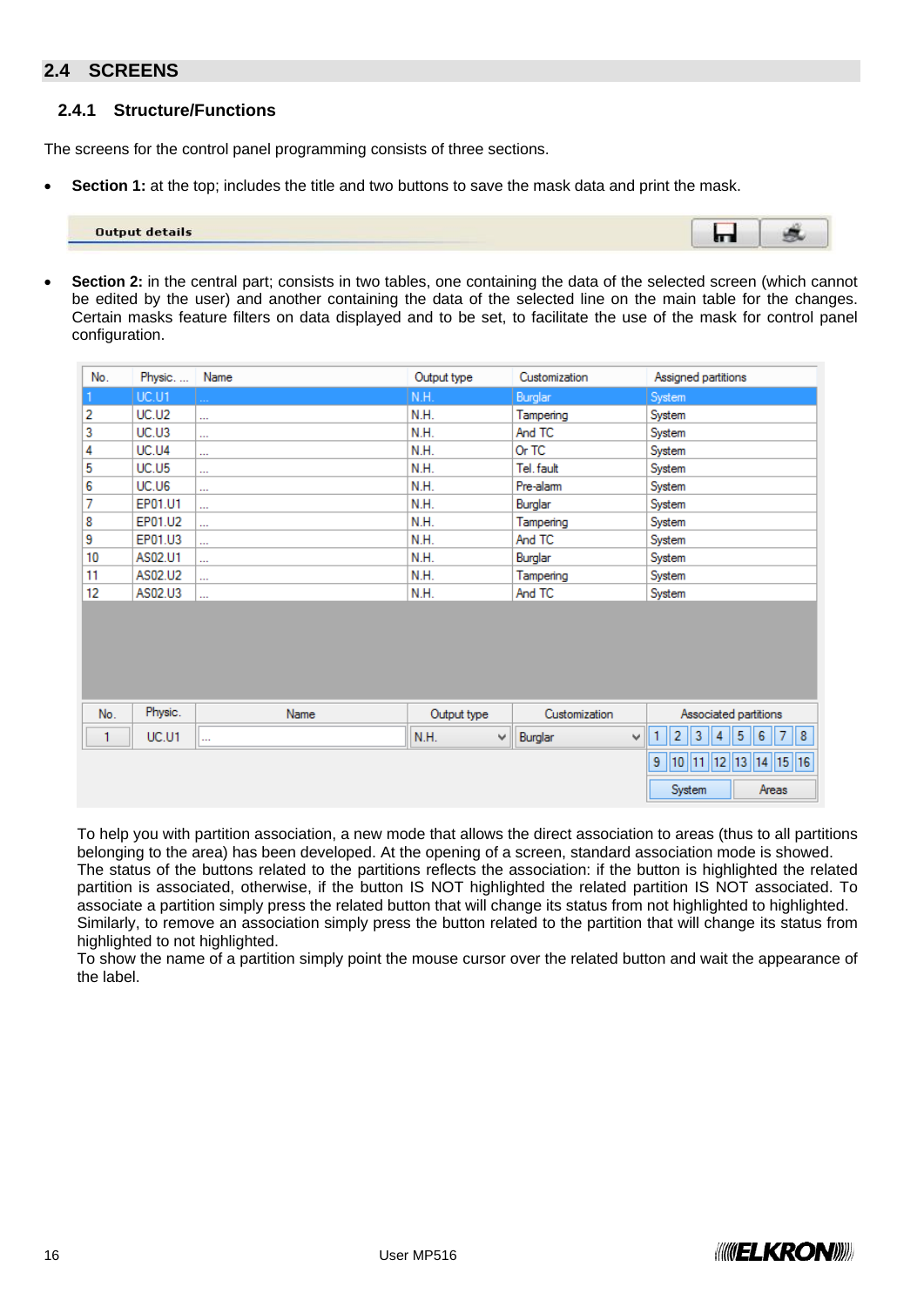## 2.4 SCREENS

### 2.4.1 Structure/Functions

The screens for the control panel programming consists of three sections.

- **Section 1:** at the top; includes the title and two buttons to save the mask data and print the mask.

**Output details**

- **Section 2:** in the central part; consists in two tables, one containing the data of the selected screen (which cannot be edited by the user) and another containing the data of the selected line on the main table for the changes. Certain masks feature filters on data displayed and to be set, to facilitate the use of the mask for control panel configuration.

| No. | Physic. ... | Name | Output type | Customization | Assigned partitions |
|---|---|---|---|---|---|
| 1 | UC.U1 | ... | N.H. | Burglar | System |
| 2 | UC.U2 | ... | N.H. | Tampering | System |
| 3 | UC.U3 | ... | N.H. | And TC | System |
| 4 | UC.U4 | ... | N.H. | Or TC | System |
| 5 | UC.U5 | ... | N.H. | Tel. fault | System |
| 6 | UC.U6 | ... | N.H. | Pre-alarm | System |
| 7 | EP01.U1 | ... | N.H. | Burglar | System |
| 8 | EP01.U2 | ... | N.H. | Tampering | System |
| 9 | EP01.U3 | ... | N.H. | And TC | System |
| 10 | AS02.U1 | ... | N.H. | Burglar | System |
| 11 | AS02.U2 | ... | N.H. | Tampering | System |
| 12 | AS02.U3 | ... | N.H. | And TC | System |

| No. | Physic. | Name | Output type | Customization | Associated partitions |
|---|---|---|---|---|---|
| 1 | UC.U1 | ... | N.H. | Burglar | 1 2 3 4 5 6 7 8 / 9 10 11 12 13 14 15 16 / System Areas |

To help you with partition association, a new mode that allows the direct association to areas (thus to all partitions belonging to the area) has been developed. At the opening of a screen, standard association mode is showed.
The status of the buttons related to the partitions reflects the association: if the button is highlighted the related partition is associated, otherwise, if the button IS NOT highlighted the related partition IS NOT associated. To associate a partition simply press the related button that will change its status from not highlighted to highlighted. Similarly, to remove an association simply press the button related to the partition that will change its status from highlighted to not highlighted.
To show the name of a partition simply point the mouse cursor over the related button and wait the appearance of the label.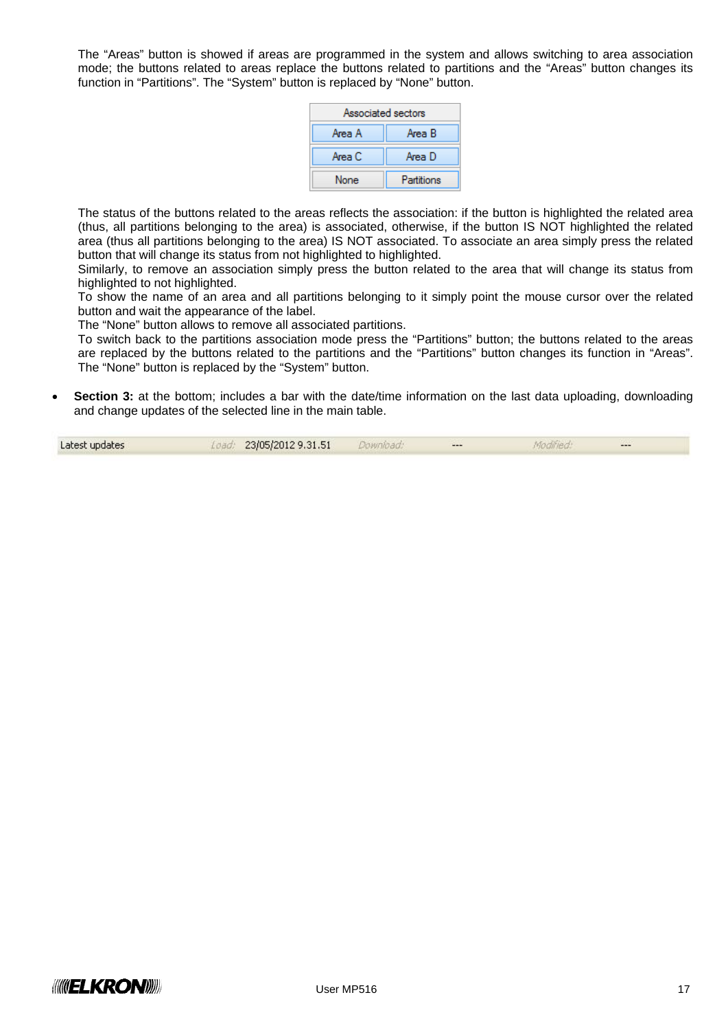The "Areas" button is showed if areas are programmed in the system and allows switching to area association mode; the buttons related to areas replace the buttons related to partitions and the "Areas" button changes its function in "Partitions". The "System" button is replaced by "None" button.

| Associated sectors | |
|---|---|
| Area A | Area B |
| Area C | Area D |
| None | Partitions |

The status of the buttons related to the areas reflects the association: if the button is highlighted the related area (thus, all partitions belonging to the area) is associated, otherwise, if the button IS NOT highlighted the related area (thus all partitions belonging to the area) IS NOT associated. To associate an area simply press the related button that will change its status from not highlighted to highlighted.
Similarly, to remove an association simply press the button related to the area that will change its status from highlighted to not highlighted.
To show the name of an area and all partitions belonging to it simply point the mouse cursor over the related button and wait the appearance of the label.
The "None" button allows to remove all associated partitions.
To switch back to the partitions association mode press the "Partitions" button; the buttons related to the areas are replaced by the buttons related to the partitions and the "Partitions" button changes its function in "Areas". The "None" button is replaced by the "System" button.

- **Section 3:** at the bottom; includes a bar with the date/time information on the last data uploading, downloading and change updates of the selected line in the main table.

| Latest updates | Load: | 23/05/2012 9.31.51 | Download: | --- | Modified: | --- |
|---|---|---|---|---|---|---|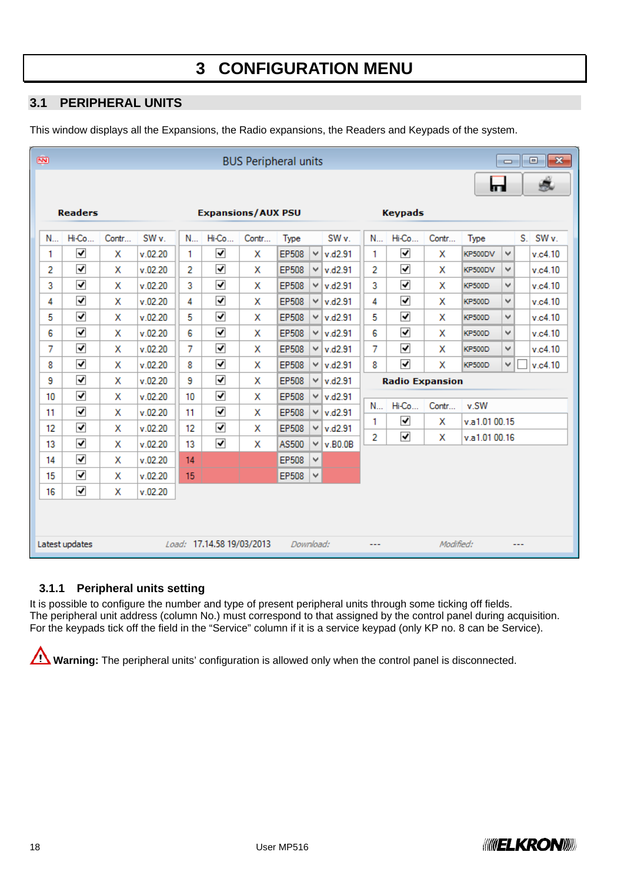# 3 CONFIGURATION MENU

## 3.1 PERIPHERAL UNITS

This window displays all the Expansions, the Radio expansions, the Readers and Keypads of the system.

BUS Peripheral units

**Readers**

| N... | Hi-Co... | Contr... | SW v. |
|---|---|---|---|
| 1 | ☑ | X | v.02.20 |
| 2 | ☑ | X | v.02.20 |
| 3 | ☑ | X | v.02.20 |
| 4 | ☑ | X | v.02.20 |
| 5 | ☑ | X | v.02.20 |
| 6 | ☑ | X | v.02.20 |
| 7 | ☑ | X | v.02.20 |
| 8 | ☑ | X | v.02.20 |
| 9 | ☑ | X | v.02.20 |
| 10 | ☑ | X | v.02.20 |
| 11 | ☑ | X | v.02.20 |
| 12 | ☑ | X | v.02.20 |
| 13 | ☑ | X | v.02.20 |
| 14 | ☑ | X | v.02.20 |
| 15 | ☑ | X | v.02.20 |
| 16 | ☑ | X | v.02.20 |

**Expansions/AUX PSU**

| N... | Hi-Co... | Contr... | Type | SW v. |
|---|---|---|---|---|
| 1 | ☑ | X | EP508 | v.d2.91 |
| 2 | ☑ | X | EP508 | v.d2.91 |
| 3 | ☑ | X | EP508 | v.d2.91 |
| 4 | ☑ | X | EP508 | v.d2.91 |
| 5 | ☑ | X | EP508 | v.d2.91 |
| 6 | ☑ | X | EP508 | v.d2.91 |
| 7 | ☑ | X | EP508 | v.d2.91 |
| 8 | ☑ | X | EP508 | v.d2.91 |
| 9 | ☑ | X | EP508 | v.d2.91 |
| 10 | ☑ | X | EP508 | v.d2.91 |
| 11 | ☑ | X | EP508 | v.d2.91 |
| 12 | ☑ | X | EP508 | v.d2.91 |
| 13 | ☑ | X | AS500 | v.B0.0B |
| 14 | | | EP508 | |
| 15 | | | EP508 | |

**Keypads**

| N... | Hi-Co... | Contr... | Type | S. | SW v. |
|---|---|---|---|---|---|
| 1 | ☑ | X | KP500DV | | v.c4.10 |
| 2 | ☑ | X | KP500DV | | v.c4.10 |
| 3 | ☑ | X | KP500D | | v.c4.10 |
| 4 | ☑ | X | KP500D | | v.c4.10 |
| 5 | ☑ | X | KP500D | | v.c4.10 |
| 6 | ☑ | X | KP500D | | v.c4.10 |
| 7 | ☑ | X | KP500D | | v.c4.10 |
| 8 | ☑ | X | KP500D | ☐ | v.c4.10 |

**Radio Expansion**

| N... | Hi-Co... | Contr... | v.SW |
|---|---|---|---|
| 1 | ☑ | X | v.a1.01 00.15 |
| 2 | ☑ | X | v.a1.01 00.16 |

Latest updates — Load: 17.14.58 19/03/2013 — Download: --- — Modified: ---

### 3.1.1 Peripheral units setting

It is possible to configure the number and type of present peripheral units through some ticking off fields.
The peripheral unit address (column No.) must correspond to that assigned by the control panel during acquisition.
For the keypads tick off the field in the "Service" column if it is a service keypad (only KP no. 8 can be Service).

⚠ **Warning:** The peripheral units' configuration is allowed only when the control panel is disconnected.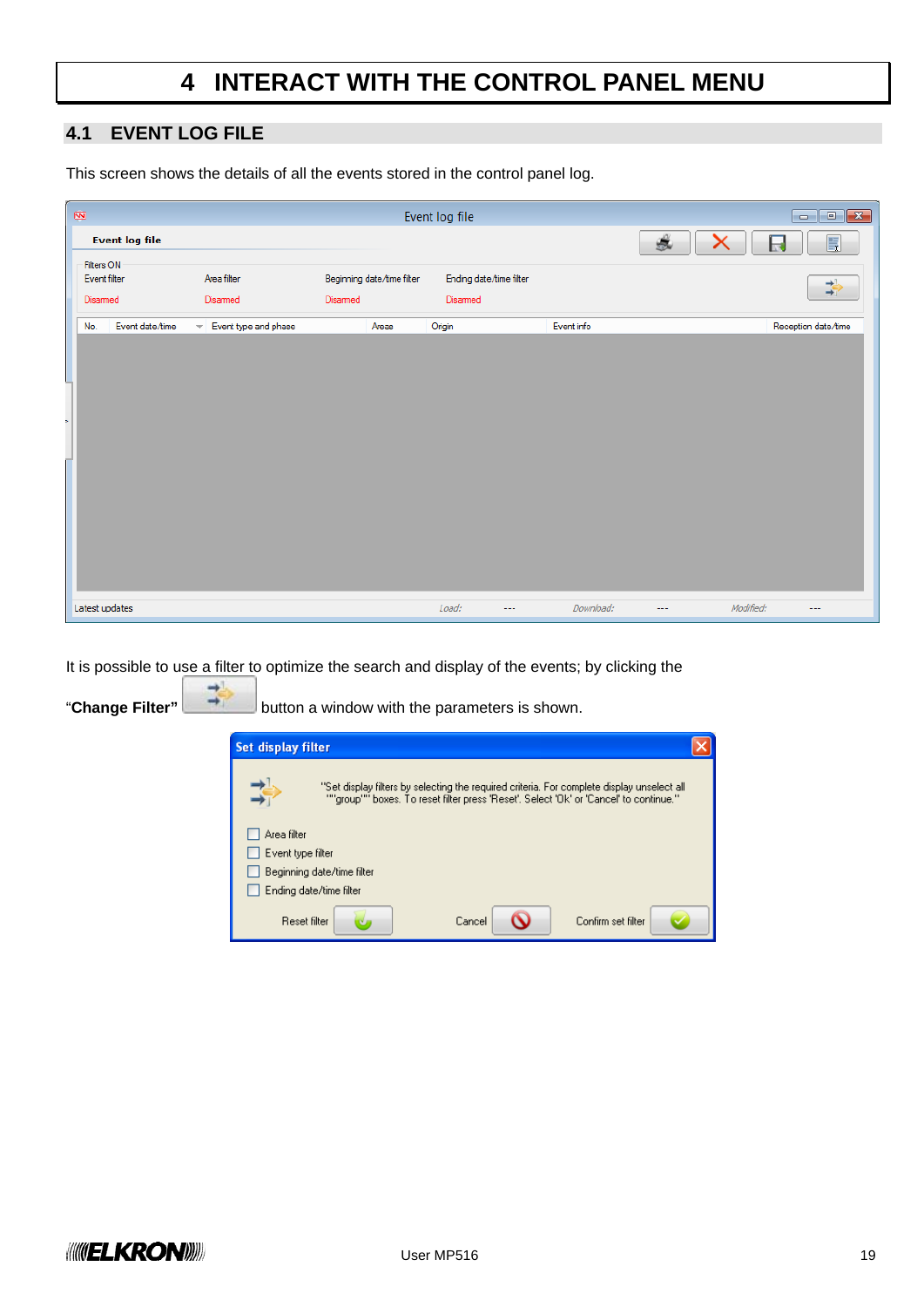# 4 INTERACT WITH THE CONTROL PANEL MENU

## 4.1 EVENT LOG FILE

This screen shows the details of all the events stored in the control panel log.

It is possible to use a filter to optimize the search and display of the events; by clicking the "**Change Filter**" button a window with the parameters is shown.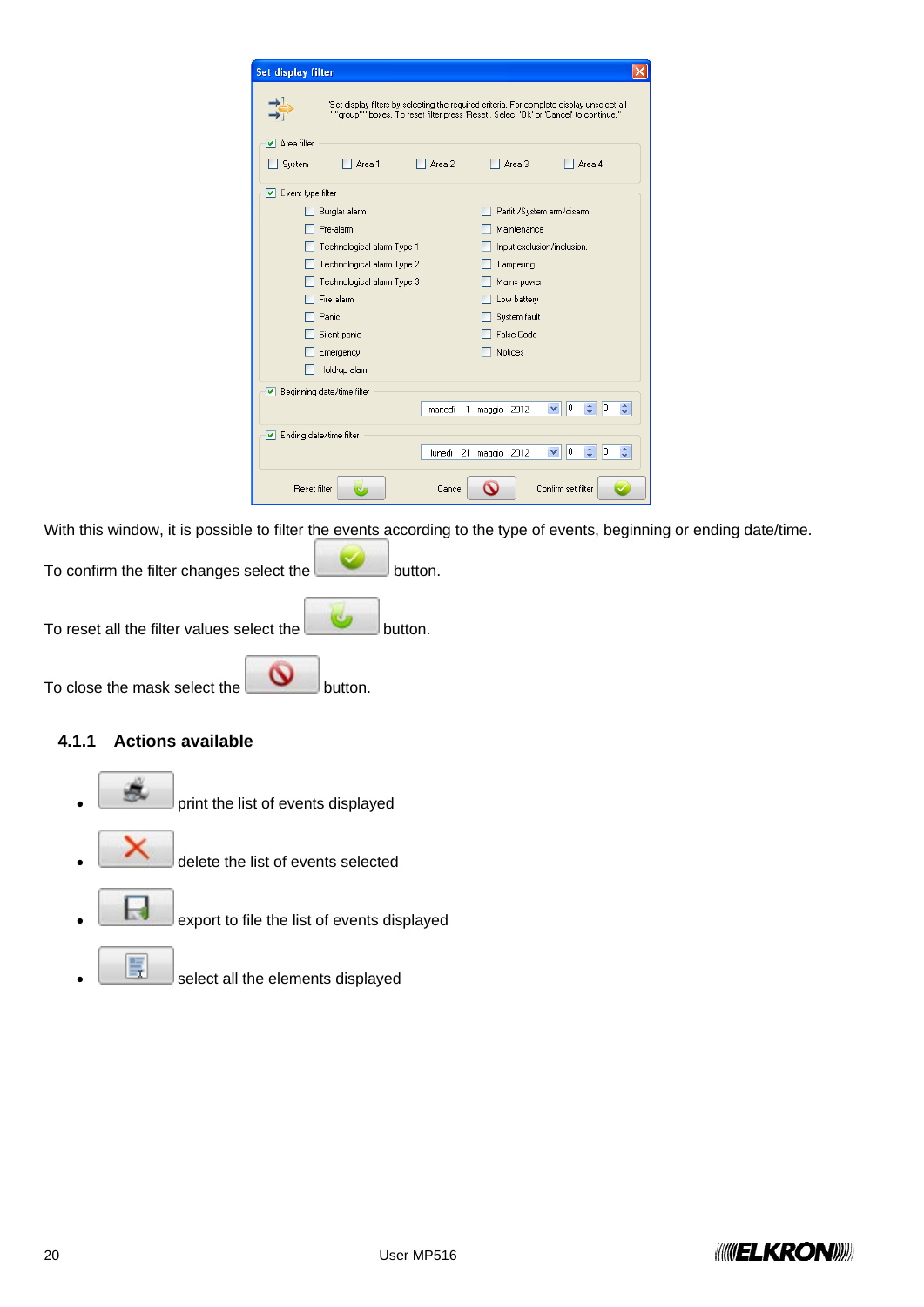With this window, it is possible to filter the events according to the type of events, beginning or ending date/time.

To confirm the filter changes select the button.

To reset all the filter values select the button.

To close the mask select the button.

### 4.1.1 Actions available

- print the list of events displayed
- delete the list of events selected
- export to file the list of events displayed
- select all the elements displayed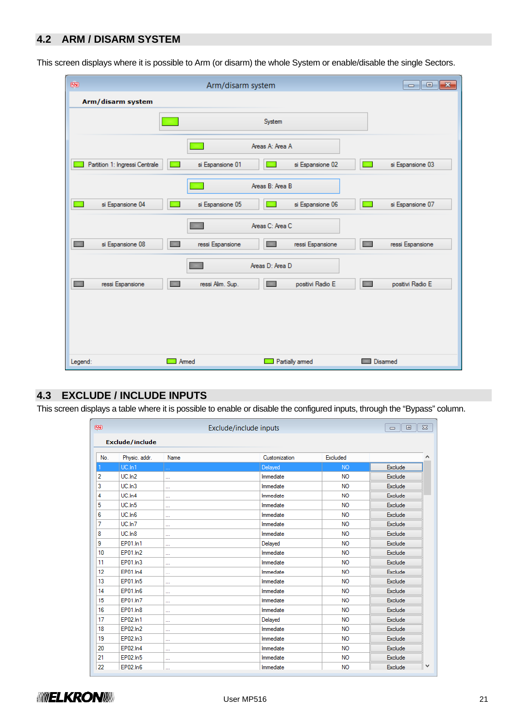## 4.2 ARM / DISARM SYSTEM

This screen displays where it is possible to Arm (or disarm) the whole System or enable/disable the single Sectors.

Arm/disarm system

**Arm/disarm system**

System

Areas A: Area A

Partition 1: Ingressi Centrale | si Espansione 01 | si Espansione 02 | si Espansione 03

Areas B: Area B

si Espansione 04 | si Espansione 05 | si Espansione 06 | si Espansione 07

Areas C: Area C

si Espansione 08 | ressi Espansione | ressi Espansione | ressi Espansione

Areas D: Area D

ressi Espansione | ressi Alim. Sup. | positivi Radio E | positivi Radio E

Legend: Armed | Partially armed | Disarmed

## 4.3 EXCLUDE / INCLUDE INPUTS

This screen displays a table where it is possible to enable or disable the configured inputs, through the "Bypass" column.

Exclude/include inputs

**Exclude/include**

| No. | Physic. addr. | Name | Customization | Excluded | |
|---|---|---|---|---|---|
| 1 | UC.In1 | ... | Delayed | NO | Exclude |
| 2 | UC.In2 | ... | Immediate | NO | Exclude |
| 3 | UC.In3 | ... | Immediate | NO | Exclude |
| 4 | UC.In4 | ... | Immediate | NO | Exclude |
| 5 | UC.In5 | ... | Immediate | NO | Exclude |
| 6 | UC.In6 | ... | Immediate | NO | Exclude |
| 7 | UC.In7 | ... | Immediate | NO | Exclude |
| 8 | UC.In8 | ... | Immediate | NO | Exclude |
| 9 | EP01.In1 | ... | Delayed | NO | Exclude |
| 10 | EP01.In2 | ... | Immediate | NO | Exclude |
| 11 | EP01.In3 | ... | Immediate | NO | Exclude |
| 12 | EP01.In4 | ... | Immediate | NO | Exclude |
| 13 | EP01.In5 | ... | Immediate | NO | Exclude |
| 14 | EP01.In6 | ... | Immediate | NO | Exclude |
| 15 | EP01.In7 | ... | Immediate | NO | Exclude |
| 16 | EP01.In8 | ... | Immediate | NO | Exclude |
| 17 | EP02.In1 | ... | Delayed | NO | Exclude |
| 18 | EP02.In2 | ... | Immediate | NO | Exclude |
| 19 | EP02.In3 | ... | Immediate | NO | Exclude |
| 20 | EP02.In4 | ... | Immediate | NO | Exclude |
| 21 | EP02.In5 | ... | Immediate | NO | Exclude |
| 22 | EP02.In6 | ... | Immediate | NO | Exclude |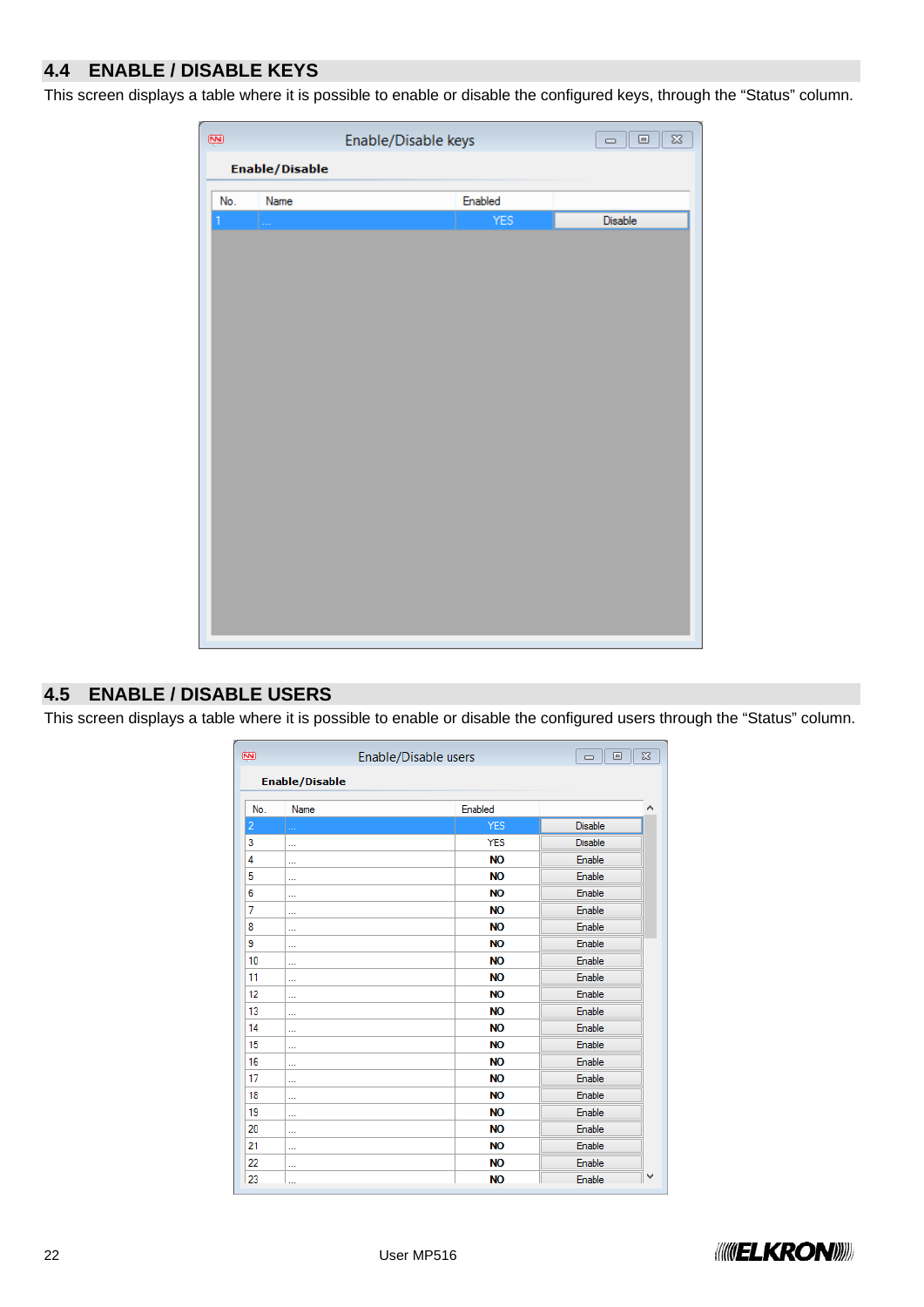## 4.4 ENABLE / DISABLE KEYS

This screen displays a table where it is possible to enable or disable the configured keys, through the “Status” column.

## 4.5 ENABLE / DISABLE USERS

This screen displays a table where it is possible to enable or disable the configured users through the “Status” column.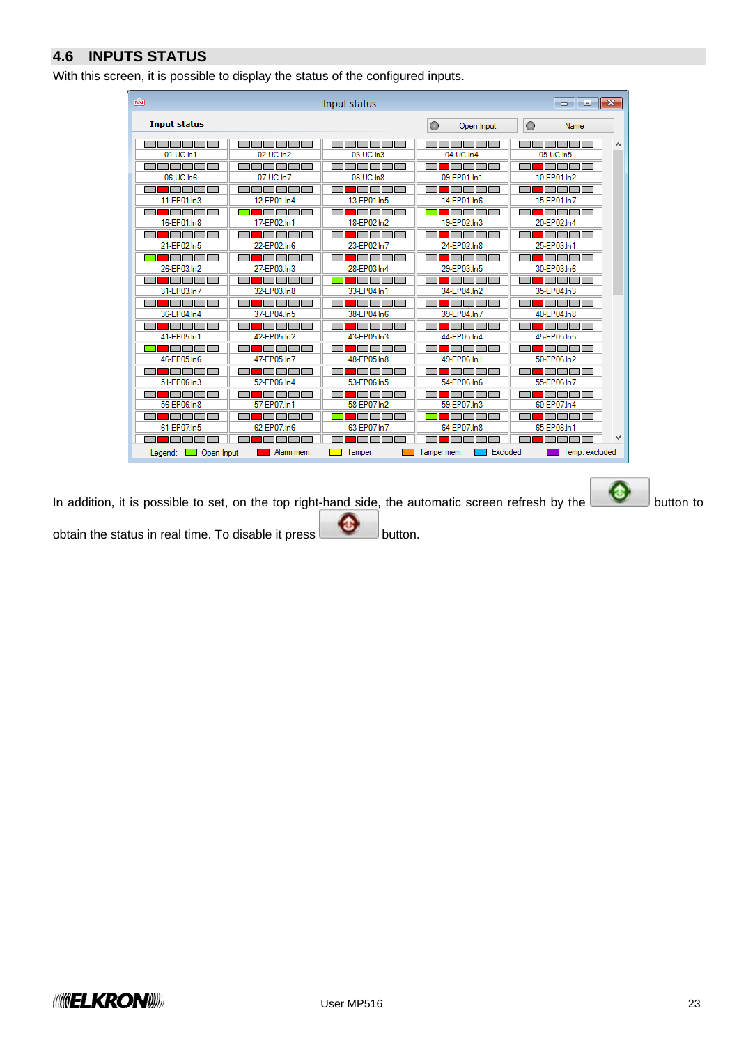## 4.6 INPUTS STATUS

With this screen, it is possible to display the status of the configured inputs.

In addition, it is possible to set, on the top right-hand side, the automatic screen refresh by the button to obtain the status in real time. To disable it press button.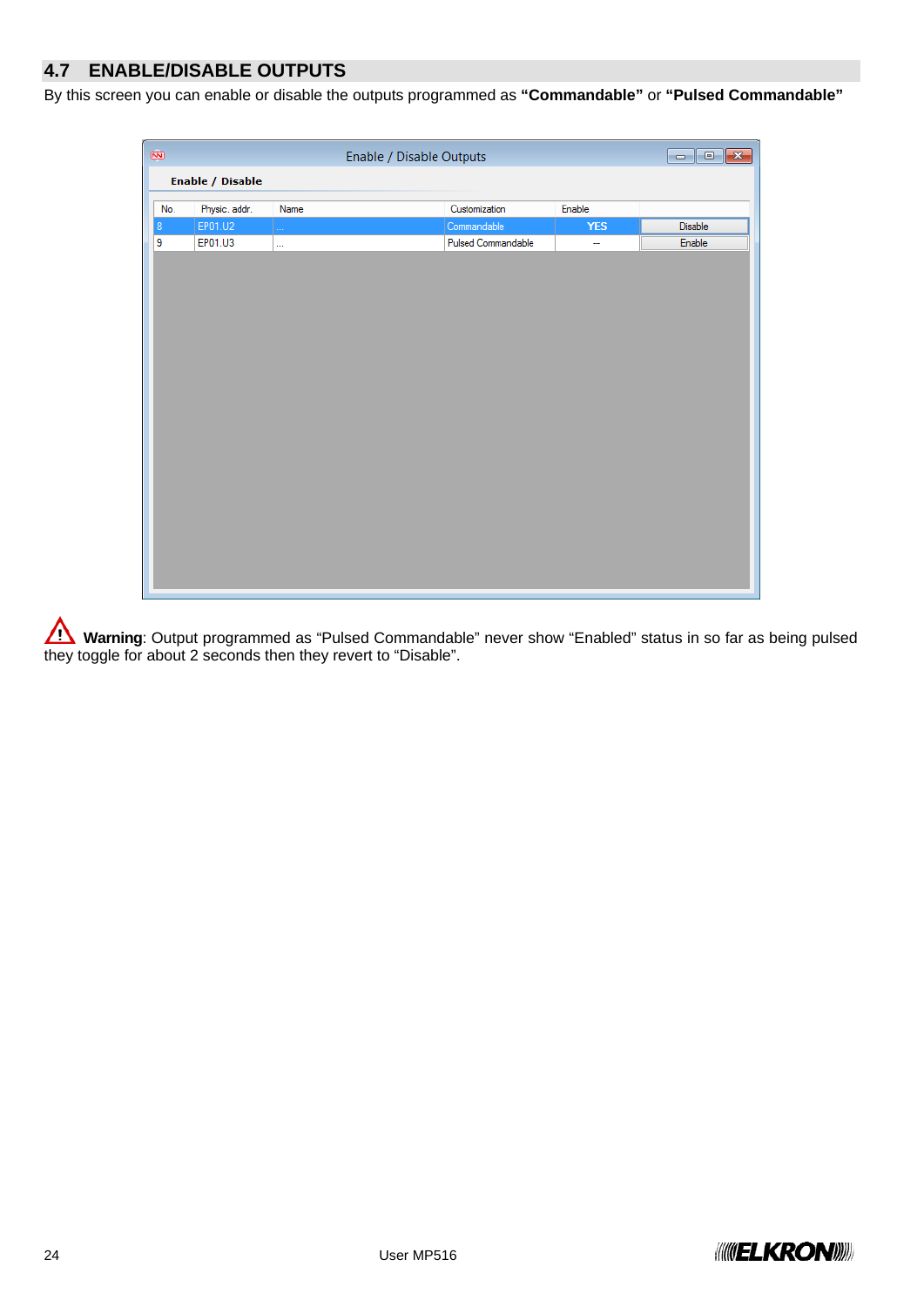## 4.7 ENABLE/DISABLE OUTPUTS

By this screen you can enable or disable the outputs programmed as **"Commandable"** or **"Pulsed Commandable"**

Enable / Disable Outputs

**Enable / Disable**

| No. | Physic. addr. | Name | Customization | Enable | |
|---|---|---|---|---|---|
| 8 | EP01.U2 | ... | Commandable | YES | Disable |
| 9 | EP01.U3 | ... | Pulsed Commandable | --- | Enable |

⚠ **Warning**: Output programmed as "Pulsed Commandable" never show "Enabled" status in so far as being pulsed they toggle for about 2 seconds then they revert to "Disable".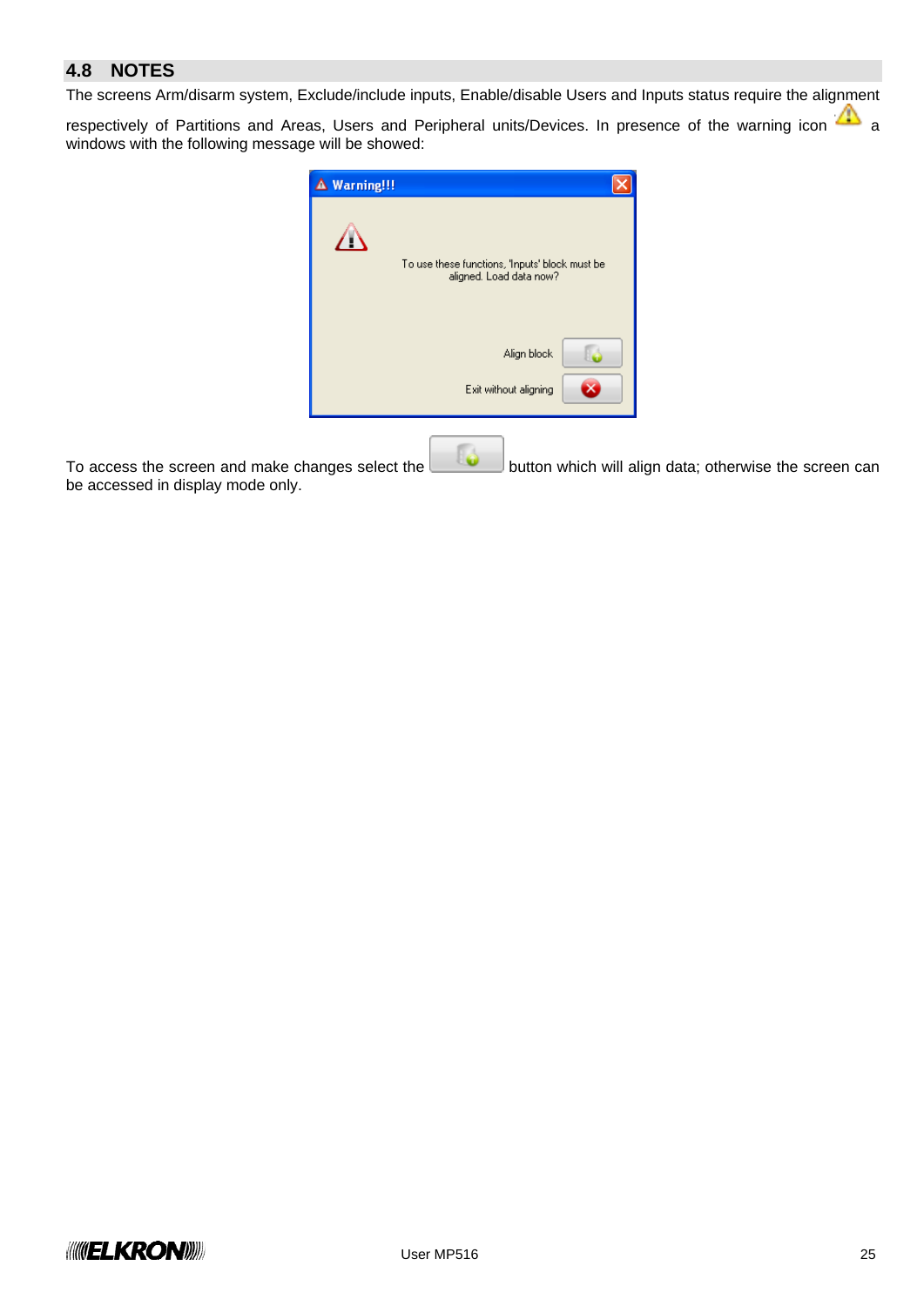## 4.8 NOTES

The screens Arm/disarm system, Exclude/include inputs, Enable/disable Users and Inputs status require the alignment respectively of Partitions and Areas, Users and Peripheral units/Devices. In presence of the warning icon a windows with the following message will be showed:

To access the screen and make changes select the button which will align data; otherwise the screen can be accessed in display mode only.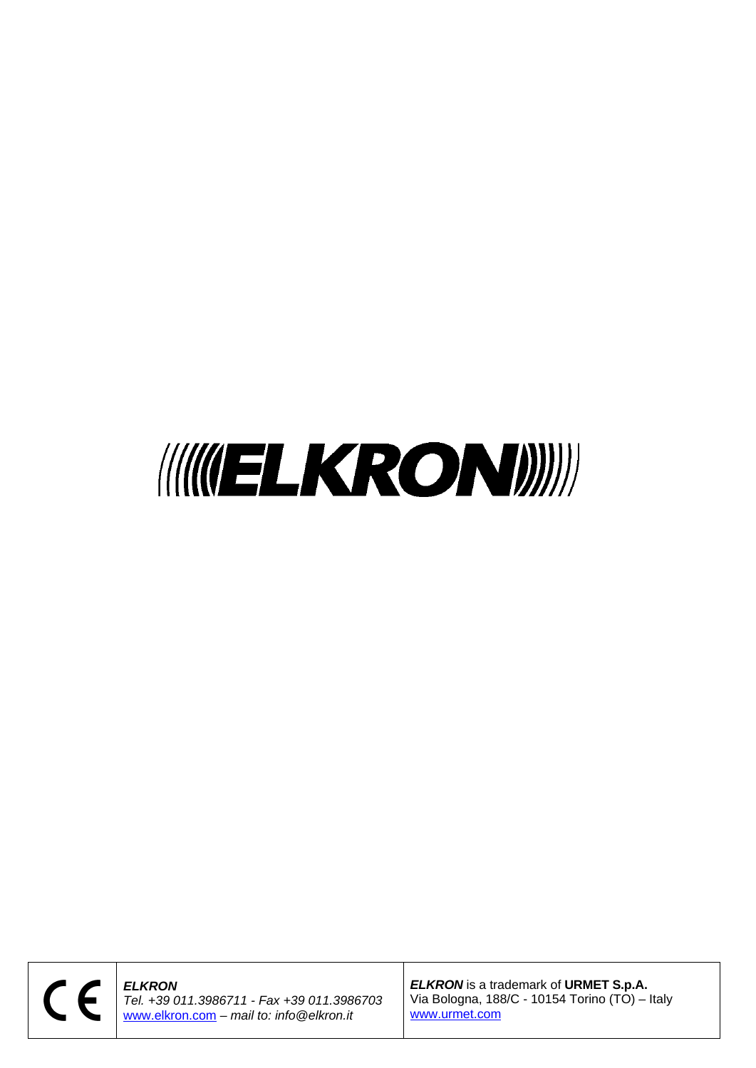ELKRON

| | | |
|---|---|---|
| CE | ***ELKRON***<br>*Tel. +39 011.3986711 - Fax +39 011.3986703*<br>www.elkron.com *– mail to: info@elkron.it* | ***ELKRON*** is a trademark of **URMET S.p.A.**<br>Via Bologna, 188/C - 10154 Torino (TO) – Italy<br>www.urmet.com |